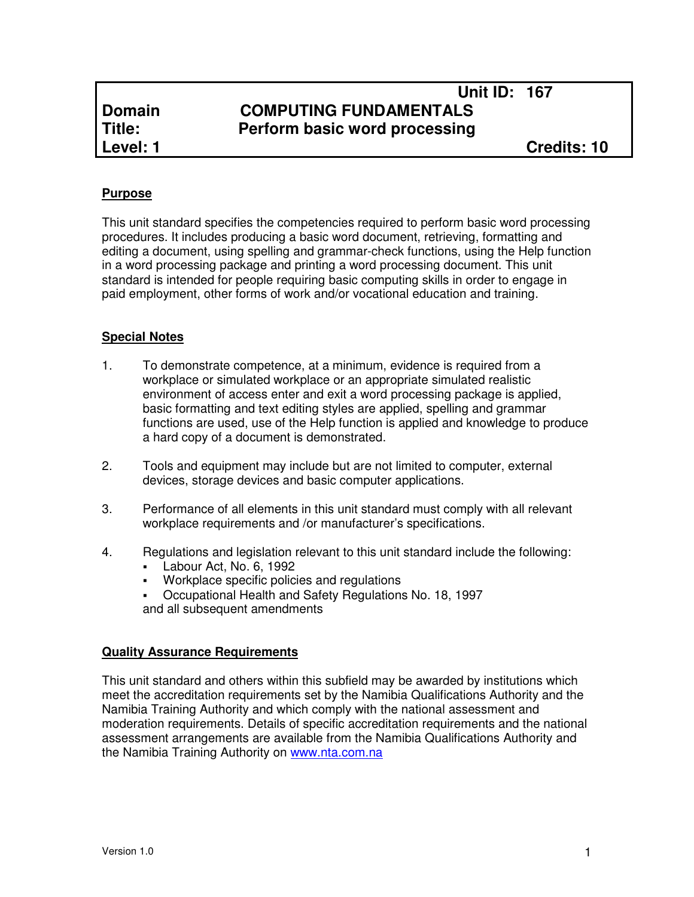| | | Unit ID: 167 |
|---|---|---|
| **Domain** | **COMPUTING FUNDAMENTALS** | |
| **Title:** | **Perform basic word processing** | |
| **Level: 1** | | **Credits: 10** |

## Purpose

This unit standard specifies the competencies required to perform basic word processing procedures. It includes producing a basic word document, retrieving, formatting and editing a document, using spelling and grammar-check functions, using the Help function in a word processing package and printing a word processing document. This unit standard is intended for people requiring basic computing skills in order to engage in paid employment, other forms of work and/or vocational education and training.

## Special Notes

1. To demonstrate competence, at a minimum, evidence is required from a workplace or simulated workplace or an appropriate simulated realistic environment of access enter and exit a word processing package is applied, basic formatting and text editing styles are applied, spelling and grammar functions are used, use of the Help function is applied and knowledge to produce a hard copy of a document is demonstrated.

2. Tools and equipment may include but are not limited to computer, external devices, storage devices and basic computer applications.

3. Performance of all elements in this unit standard must comply with all relevant workplace requirements and /or manufacturer's specifications.

4. Regulations and legislation relevant to this unit standard include the following:
   - Labour Act, No. 6, 1992
   - Workplace specific policies and regulations
   - Occupational Health and Safety Regulations No. 18, 1997

   and all subsequent amendments

## Quality Assurance Requirements

This unit standard and others within this subfield may be awarded by institutions which meet the accreditation requirements set by the Namibia Qualifications Authority and the Namibia Training Authority and which comply with the national assessment and moderation requirements. Details of specific accreditation requirements and the national assessment arrangements are available from the Namibia Qualifications Authority and the Namibia Training Authority on www.nta.com.na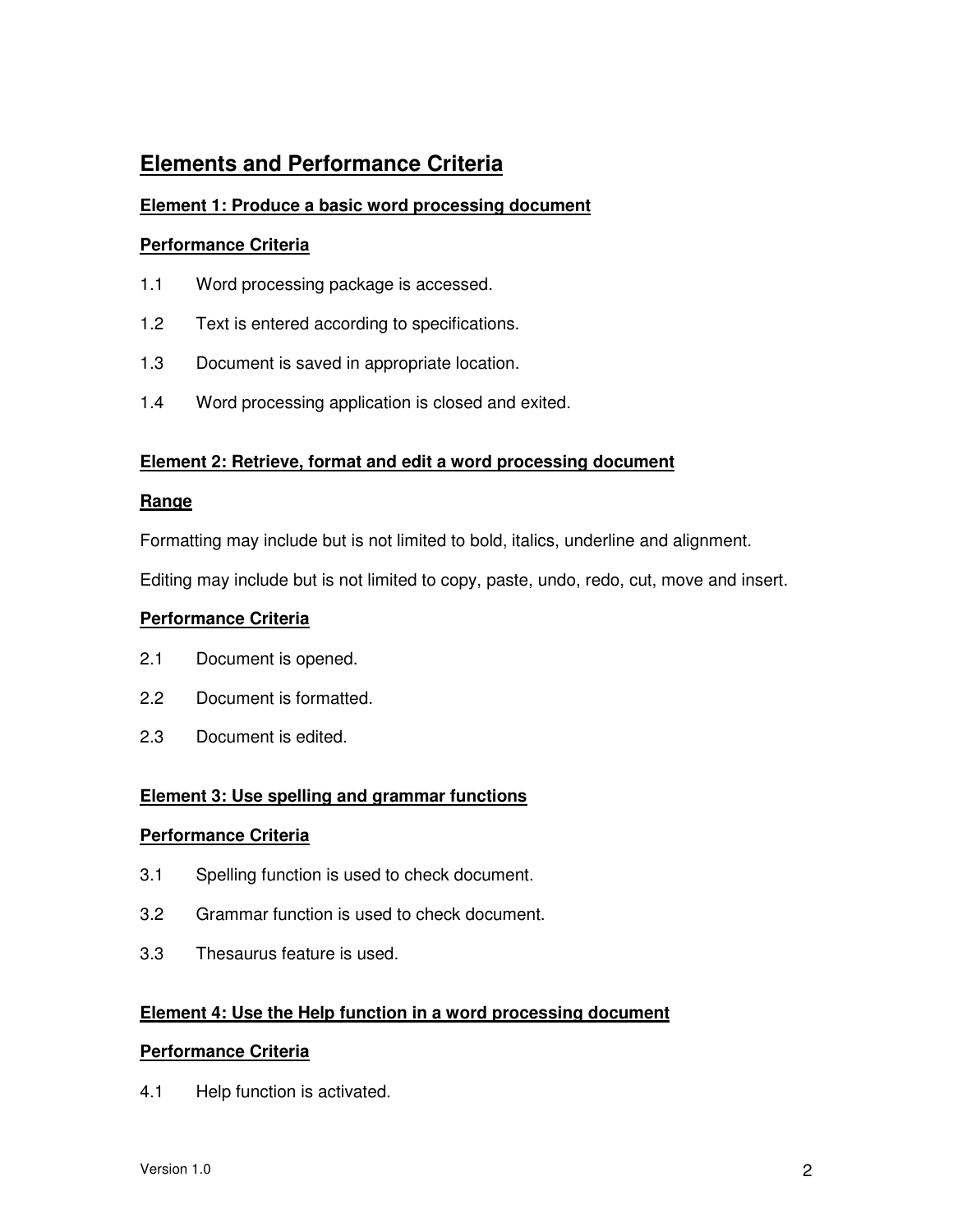## Elements and Performance Criteria

### Element 1: Produce a basic word processing document

**Performance Criteria**

1.1 Word processing package is accessed.

1.2 Text is entered according to specifications.

1.3 Document is saved in appropriate location.

1.4 Word processing application is closed and exited.

### Element 2: Retrieve, format and edit a word processing document

**Range**

Formatting may include but is not limited to bold, italics, underline and alignment.

Editing may include but is not limited to copy, paste, undo, redo, cut, move and insert.

**Performance Criteria**

2.1 Document is opened.

2.2 Document is formatted.

2.3 Document is edited.

### Element 3: Use spelling and grammar functions

**Performance Criteria**

3.1 Spelling function is used to check document.

3.2 Grammar function is used to check document.

3.3 Thesaurus feature is used.

### Element 4: Use the Help function in a word processing document

**Performance Criteria**

4.1 Help function is activated.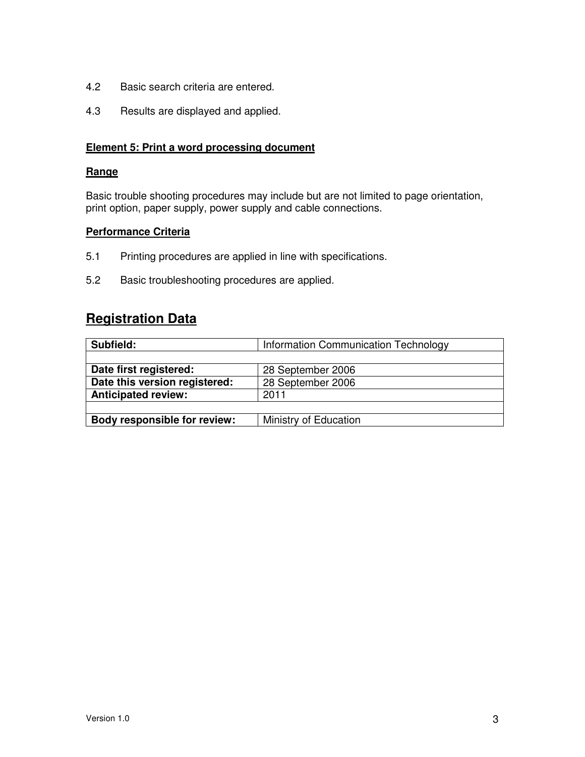4.2 Basic search criteria are entered.

4.3 Results are displayed and applied.

**Element 5: Print a word processing document**

**Range**

Basic trouble shooting procedures may include but are not limited to page orientation, print option, paper supply, power supply and cable connections.

**Performance Criteria**

5.1 Printing procedures are applied in line with specifications.

5.2 Basic troubleshooting procedures are applied.

## Registration Data

| | |
|---|---|
| **Subfield:** | Information Communication Technology |
| | |
| **Date first registered:** | 28 September 2006 |
| **Date this version registered:** | 28 September 2006 |
| **Anticipated review:** | 2011 |
| | |
| **Body responsible for review:** | Ministry of Education |